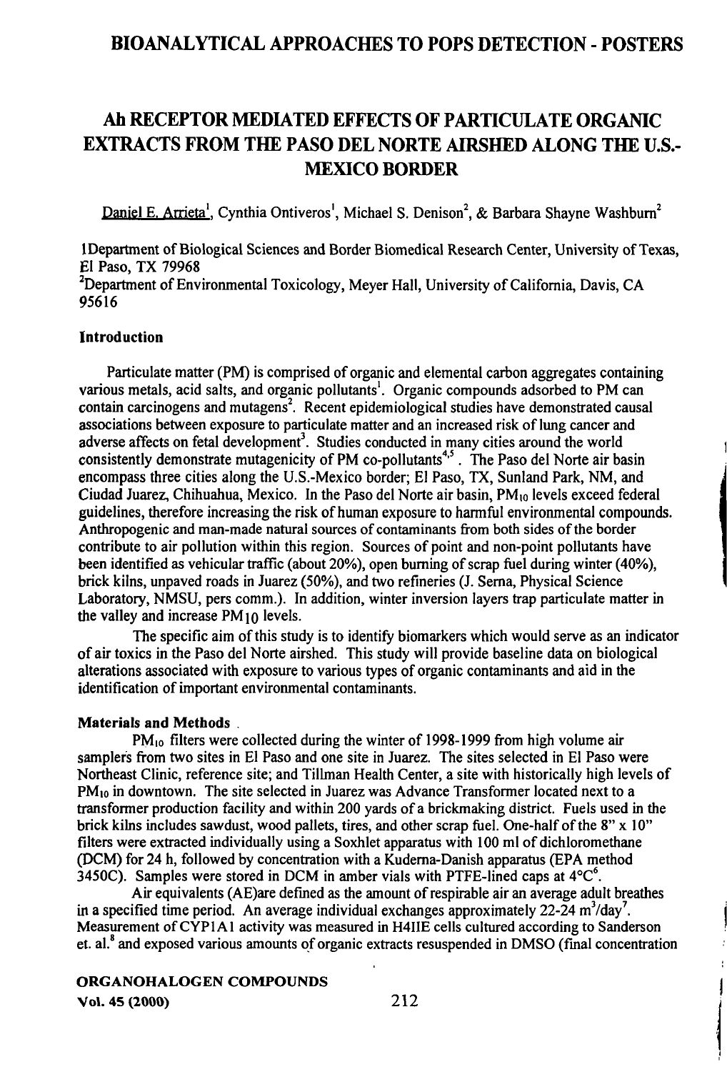# Ah RECEPTOR MEDIATED EFFECTS OF PARTICULATE ORGANIC EXTRACTS FROM THE PASO DEL NORTE AIRSHED ALONG THE U.S.-MEXICO BORDER

Daniel E. Arrieta[1], Cynthia Ontiveros[1], Michael S. Denison[2], & Barbara Shayne Washburn[2]

1Department of Biological Sciences and Border Biomedical Research Center, University of Texas, El Paso, TX 79968

[2]Department of Environmental Toxicology, Meyer Hall, University of California, Davis, CA 95616

### Introduction

Particulate matter (PM) is comprised of organic and elemental carbon aggregates containing various metals, acid salts, and organic pollutants[1]. Organic compounds adsorbed to PM can contain carcinogens and mutagens[2]. Recent epidemiological studies have demonstrated causal associations between exposure to particulate matter and an increased risk of lung cancer and adverse affects on fetal development[3]. Studies conducted in many cities around the world consistently demonstrate mutagenicity of PM co-pollutants[4,5]. The Paso del Norte air basin encompass three cities along the U.S.-Mexico border; El Paso, TX, Sunland Park, NM, and Ciudad Juarez, Chihuahua, Mexico. In the Paso del Norte air basin, $PM_{10}$ levels exceed federal guidelines, therefore increasing the risk of human exposure to harmful environmental compounds. Anthropogenic and man-made natural sources of contaminants from both sides of the border contribute to air pollution within this region. Sources of point and non-point pollutants have been identified as vehicular traffic (about 20%), open burning of scrap fuel during winter (40%), brick kilns, unpaved roads in Juarez (50%), and two refineries (J. Serna, Physical Science Laboratory, NMSU, pers comm.). In addition, winter inversion layers trap particulate matter in the valley and increase $PM_{10}$ levels.

The specific aim of this study is to identify biomarkers which would serve as an indicator of air toxics in the Paso del Norte airshed. This study will provide baseline data on biological alterations associated with exposure to various types of organic contaminants and aid in the identification of important environmental contaminants.

### Materials and Methods

$PM_{10}$ filters were collected during the winter of 1998-1999 from high volume air samplers from two sites in El Paso and one site in Juarez. The sites selected in El Paso were Northeast Clinic, reference site; and Tillman Health Center, a site with historically high levels of $PM_{10}$ in downtown. The site selected in Juarez was Advance Transformer located next to a transformer production facility and within 200 yards of a brickmaking district. Fuels used in the brick kilns includes sawdust, wood pallets, tires, and other scrap fuel. One-half of the 8" x 10" filters were extracted individually using a Soxhlet apparatus with 100 ml of dichloromethane (DCM) for 24 h, followed by concentration with a Kuderna-Danish apparatus (EPA method 3450C). Samples were stored in DCM in amber vials with PTFE-lined caps at 4°C[6].

Air equivalents (AE)are defined as the amount of respirable air an average adult breathes in a specified time period. An average individual exchanges approximately 22-24 $m^3$/day[7]. Measurement of CYP1A1 activity was measured in H4IIE cells cultured according to Sanderson et. al.[8] and exposed various amounts of organic extracts resuspended in DMSO (final concentration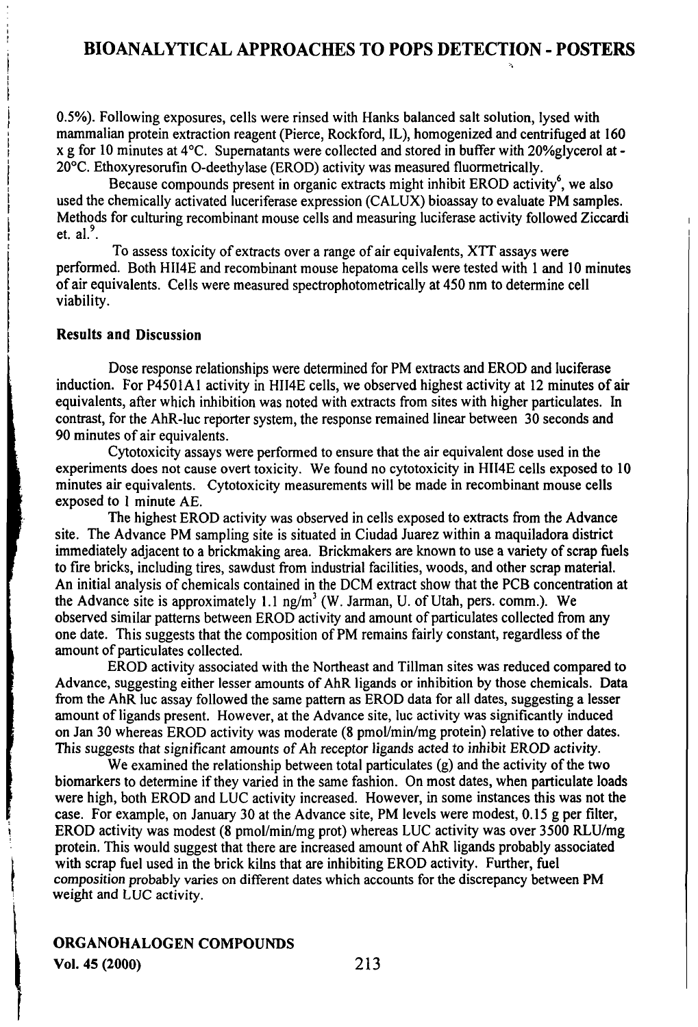0.5%). Following exposures, cells were rinsed with Hanks balanced salt solution, lysed with mammalian protein extraction reagent (Pierce, Rockford, IL), homogenized and centrifuged at 160 x g for 10 minutes at 4°C. Supernatants were collected and stored in buffer with 20%glycerol at -20°C. Ethoxyresorufin O-deethylase (EROD) activity was measured fluormetrically.

Because compounds present in organic extracts might inhibit EROD activity[6], we also used the chemically activated luceriferase expression (CALUX) bioassay to evaluate PM samples. Methods for culturing recombinant mouse cells and measuring luciferase activity followed Ziccardi et. al.[9].

To assess toxicity of extracts over a range of air equivalents, XTT assays were performed. Both HII4E and recombinant mouse hepatoma cells were tested with 1 and 10 minutes of air equivalents. Cells were measured spectrophotometrically at 450 nm to determine cell viability.

## Results and Discussion

Dose response relationships were determined for PM extracts and EROD and luciferase induction. For P4501A1 activity in HII4E cells, we observed highest activity at 12 minutes of air equivalents, after which inhibition was noted with extracts from sites with higher particulates. In contrast, for the AhR-luc reporter system, the response remained linear between 30 seconds and 90 minutes of air equivalents.

Cytotoxicity assays were performed to ensure that the air equivalent dose used in the experiments does not cause overt toxicity. We found no cytotoxicity in HII4E cells exposed to 10 minutes air equivalents. Cytotoxicity measurements will be made in recombinant mouse cells exposed to 1 minute AE.

The highest EROD activity was observed in cells exposed to extracts from the Advance site. The Advance PM sampling site is situated in Ciudad Juarez within a maquiladora district immediately adjacent to a brickmaking area. Brickmakers are known to use a variety of scrap fuels to fire bricks, including tires, sawdust from industrial facilities, woods, and other scrap material. An initial analysis of chemicals contained in the DCM extract show that the PCB concentration at the Advance site is approximately 1.1 ng/m$^3$ (W. Jarman, U. of Utah, pers. comm.). We observed similar patterns between EROD activity and amount of particulates collected from any one date. This suggests that the composition of PM remains fairly constant, regardless of the amount of particulates collected.

EROD activity associated with the Northeast and Tillman sites was reduced compared to Advance, suggesting either lesser amounts of AhR ligands or inhibition by those chemicals. Data from the AhR luc assay followed the same pattern as EROD data for all dates, suggesting a lesser amount of ligands present. However, at the Advance site, luc activity was significantly induced on Jan 30 whereas EROD activity was moderate (8 pmol/min/mg protein) relative to other dates. This suggests that significant amounts of Ah receptor ligands acted to inhibit EROD activity.

We examined the relationship between total particulates (g) and the activity of the two biomarkers to determine if they varied in the same fashion. On most dates, when particulate loads were high, both EROD and LUC activity increased. However, in some instances this was not the case. For example, on January 30 at the Advance site, PM levels were modest, 0.15 g per filter, EROD activity was modest (8 pmol/min/mg prot) whereas LUC activity was over 3500 RLU/mg protein. This would suggest that there are increased amount of AhR ligands probably associated with scrap fuel used in the brick kilns that are inhibiting EROD activity. Further, fuel composition probably varies on different dates which accounts for the discrepancy between PM weight and LUC activity.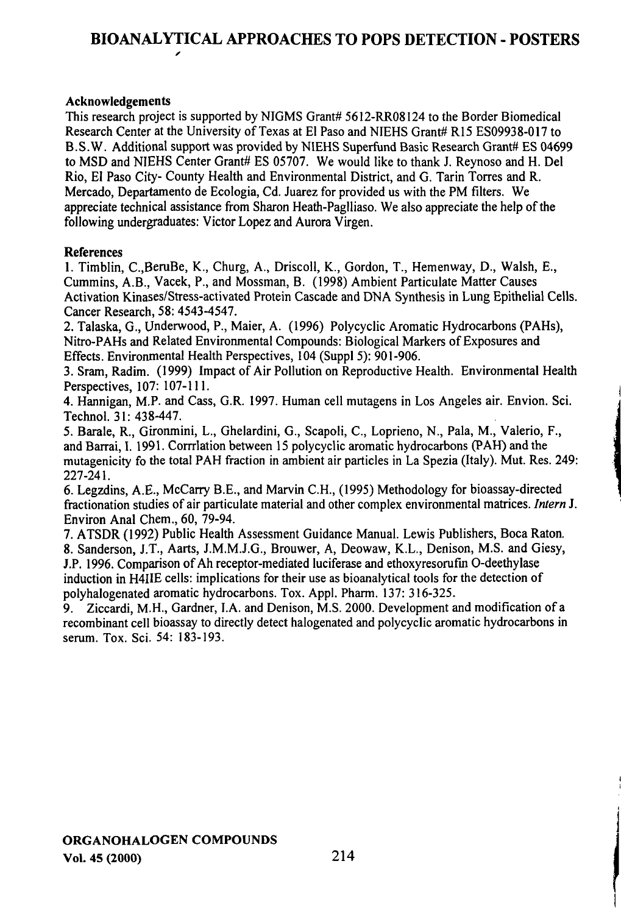**Acknowledgements**

This research project is supported by NIGMS Grant# 5612-RR08124 to the Border Biomedical Research Center at the University of Texas at El Paso and NIEHS Grant# R15 ES09938-017 to B.S.W. Additional support was provided by NIEHS Superfund Basic Research Grant# ES 04699 to MSD and NIEHS Center Grant# ES 05707. We would like to thank J. Reynoso and H. Del Rio, El Paso City- County Health and Environmental District, and G. Tarin Torres and R. Mercado, Departamento de Ecologia, Cd. Juarez for provided us with the PM filters. We appreciate technical assistance from Sharon Heath-Paglliaso. We also appreciate the help of the following undergraduates: Victor Lopez and Aurora Virgen.

**References**

1. Timblin, C.,BeruBe, K., Churg, A., Driscoll, K., Gordon, T., Hemenway, D., Walsh, E., Cummins, A.B., Vacek, P., and Mossman, B. (1998) Ambient Particulate Matter Causes Activation Kinases/Stress-activated Protein Cascade and DNA Synthesis in Lung Epithelial Cells. Cancer Research, 58: 4543-4547.
2. Talaska, G., Underwood, P., Maier, A. (1996) Polycyclic Aromatic Hydrocarbons (PAHs), Nitro-PAHs and Related Environmental Compounds: Biological Markers of Exposures and Effects. Environmental Health Perspectives, 104 (Suppl 5): 901-906.
3. Sram, Radim. (1999) Impact of Air Pollution on Reproductive Health. Environmental Health Perspectives, 107: 107-111.
4. Hannigan, M.P. and Cass, G.R. 1997. Human cell mutagens in Los Angeles air. Envion. Sci. Technol. 31: 438-447.
5. Barale, R., Gironmini, L., Ghelardini, G., Scapoli, C., Loprieno, N., Pala, M., Valerio, F., and Barrai, I. 1991. Corrrlation between 15 polycyclic aromatic hydrocarbons (PAH) and the mutagenicity fo the total PAH fraction in ambient air particles in La Spezia (Italy). Mut. Res. 249: 227-241.
6. Legzdins, A.E., McCarry B.E., and Marvin C.H., (1995) Methodology for bioassay-directed fractionation studies of air particulate material and other complex environmental matrices. *Intern* J. Environ Anal Chem., 60, 79-94.
7. ATSDR (1992) Public Health Assessment Guidance Manual. Lewis Publishers, Boca Raton.
8. Sanderson, J.T., Aarts, J.M.M.J.G., Brouwer, A, Deowaw, K.L., Denison, M.S. and Giesy, J.P. 1996. Comparison of Ah receptor-mediated luciferase and ethoxyresorufin O-deethylase induction in H4IIE cells: implications for their use as bioanalytical tools for the detection of polyhalogenated aromatic hydrocarbons. Tox. Appl. Pharm. 137: 316-325.
9. Ziccardi, M.H., Gardner, I.A. and Denison, M.S. 2000. Development and modification of a recombinant cell bioassay to directly detect halogenated and polycyclic aromatic hydrocarbons in serum. Tox. Sci. 54: 183-193.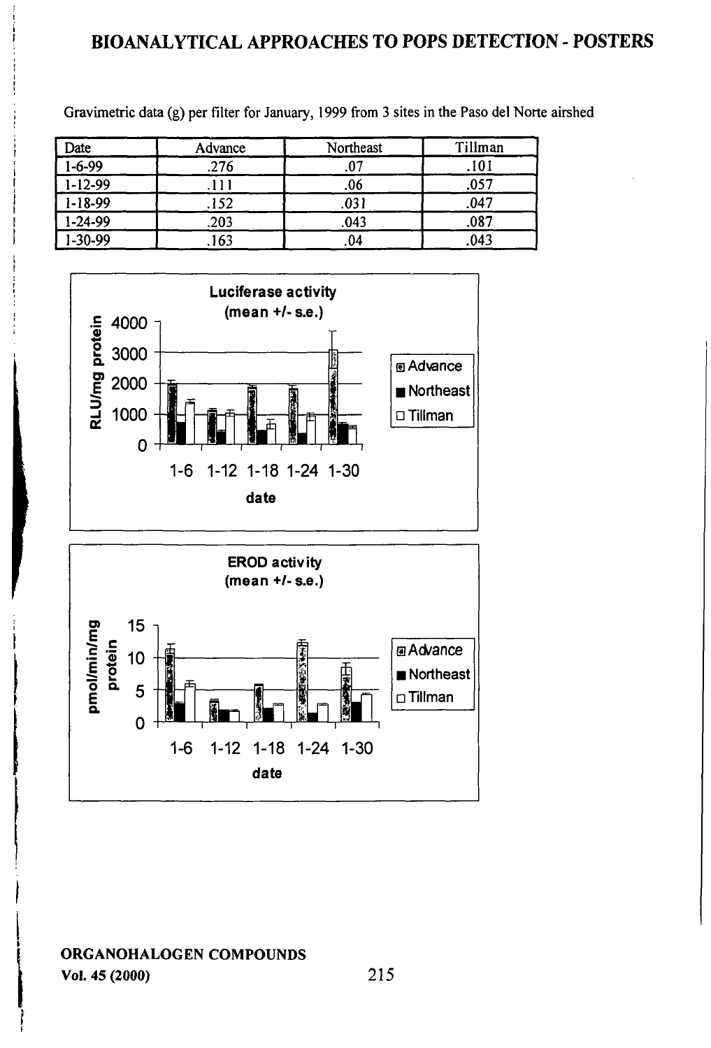Gravimetric data (g) per filter for January, 1999 from 3 sites in the Paso del Norte airshed

| Date | Advance | Northeast | Tillman |
|---|---|---|---|
| 1-6-99 | .276 | .07 | .101 |
| 1-12-99 | .111 | .06 | .057 |
| 1-18-99 | .152 | .031 | .047 |
| 1-24-99 | .203 | .043 | .087 |
| 1-30-99 | .163 | .04 | .043 |

Luciferase activity
(mean +/- s.e.)

RLU/mg protein

4000
3000
2000
1000
0

1-6 1-12 1-18 1-24 1-30

date

Advance
Northeast
Tillman

EROD activity
(mean +/- s.e.)

pmol/min/mg protein

15
10
5
0

1-6 1-12 1-18 1-24 1-30

date

Advance
Northeast
Tillman